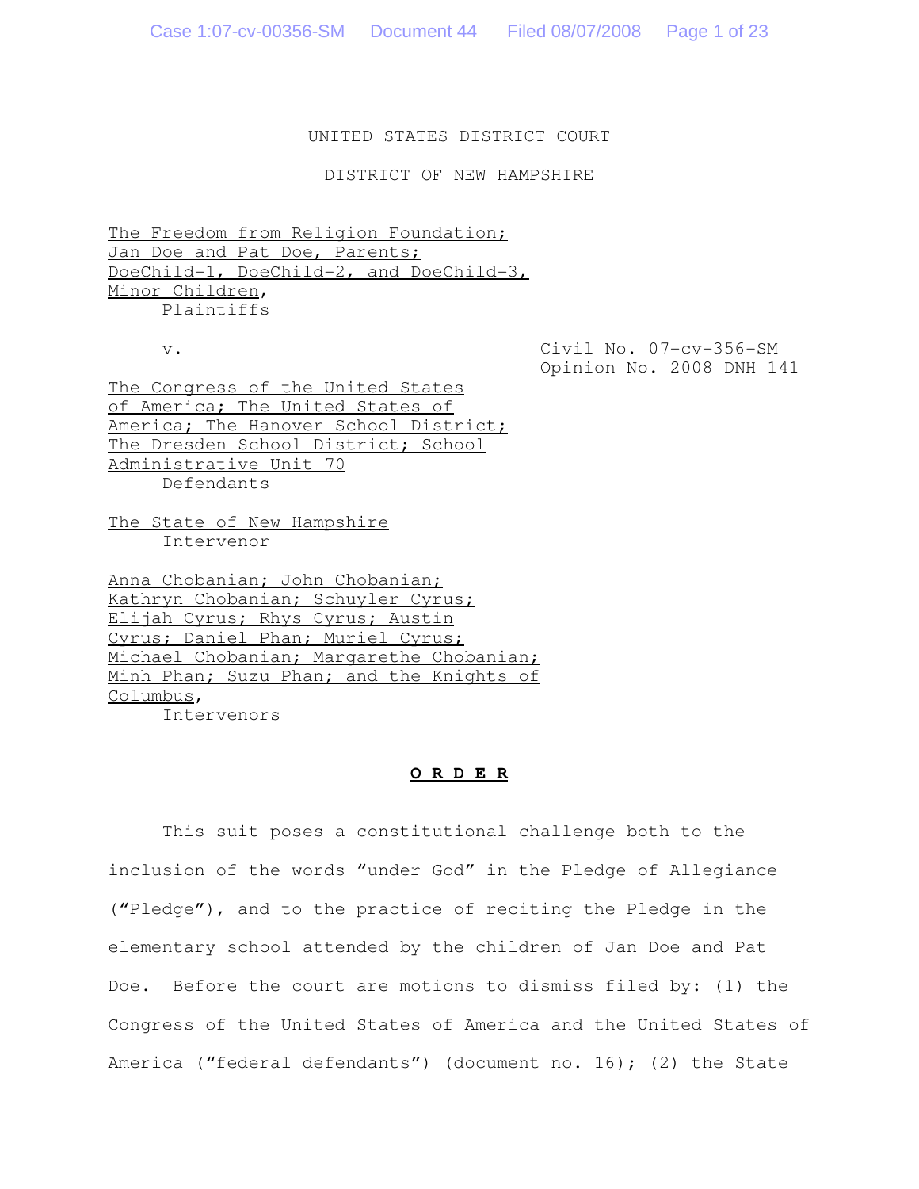UNITED STATES DISTRICT COURT

DISTRICT OF NEW HAMPSHIRE

The Freedom from Religion Foundation;
Jan Doe and Pat Doe, Parents;
DoeChild-1, DoeChild-2, and DoeChild-3,
Minor Children,
Plaintiffs

v.

Civil No. 07-cv-356-SM
Opinion No. 2008 DNH 141

The Congress of the United States
of America; The United States of
America; The Hanover School District;
The Dresden School District; School
Administrative Unit 70
Defendants

The State of New Hampshire
Intervenor

Anna Chobanian; John Chobanian;
Kathryn Chobanian; Schuyler Cyrus;
Elijah Cyrus; Rhys Cyrus; Austin
Cyrus; Daniel Phan; Muriel Cyrus;
Michael Chobanian; Margarethe Chobanian;
Minh Phan; Suzu Phan; and the Knights of
Columbus,
Intervenors

**O R D E R**

This suit poses a constitutional challenge both to the inclusion of the words "under God" in the Pledge of Allegiance ("Pledge"), and to the practice of reciting the Pledge in the elementary school attended by the children of Jan Doe and Pat Doe. Before the court are motions to dismiss filed by: (1) the Congress of the United States of America and the United States of America ("federal defendants") (document no. 16); (2) the State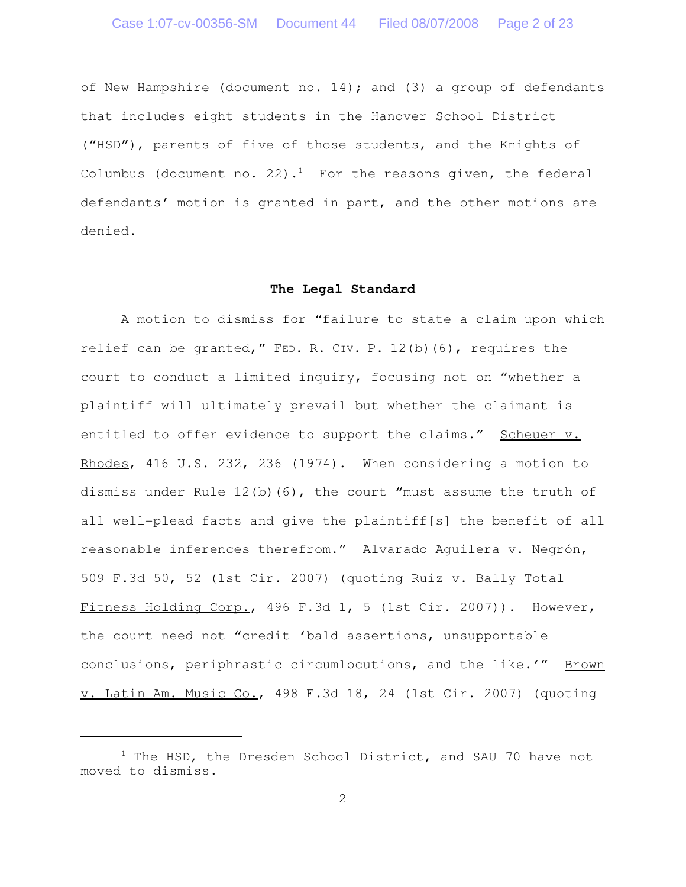of New Hampshire (document no. 14); and (3) a group of defendants that includes eight students in the Hanover School District ("HSD"), parents of five of those students, and the Knights of Columbus (document no. 22).[1] For the reasons given, the federal defendants' motion is granted in part, and the other motions are denied.

## The Legal Standard

A motion to dismiss for "failure to state a claim upon which relief can be granted," FED. R. CIV. P. 12(b)(6), requires the court to conduct a limited inquiry, focusing not on "whether a plaintiff will ultimately prevail but whether the claimant is entitled to offer evidence to support the claims." Scheuer v. Rhodes, 416 U.S. 232, 236 (1974). When considering a motion to dismiss under Rule 12(b)(6), the court "must assume the truth of all well-plead facts and give the plaintiff[s] the benefit of all reasonable inferences therefrom." Alvarado Aguilera v. Negrón, 509 F.3d 50, 52 (1st Cir. 2007) (quoting Ruiz v. Bally Total Fitness Holding Corp., 496 F.3d 1, 5 (1st Cir. 2007)). However, the court need not "credit 'bald assertions, unsupportable conclusions, periphrastic circumlocutions, and the like.'" Brown v. Latin Am. Music Co., 498 F.3d 18, 24 (1st Cir. 2007) (quoting

---

[1] The HSD, the Dresden School District, and SAU 70 have not moved to dismiss.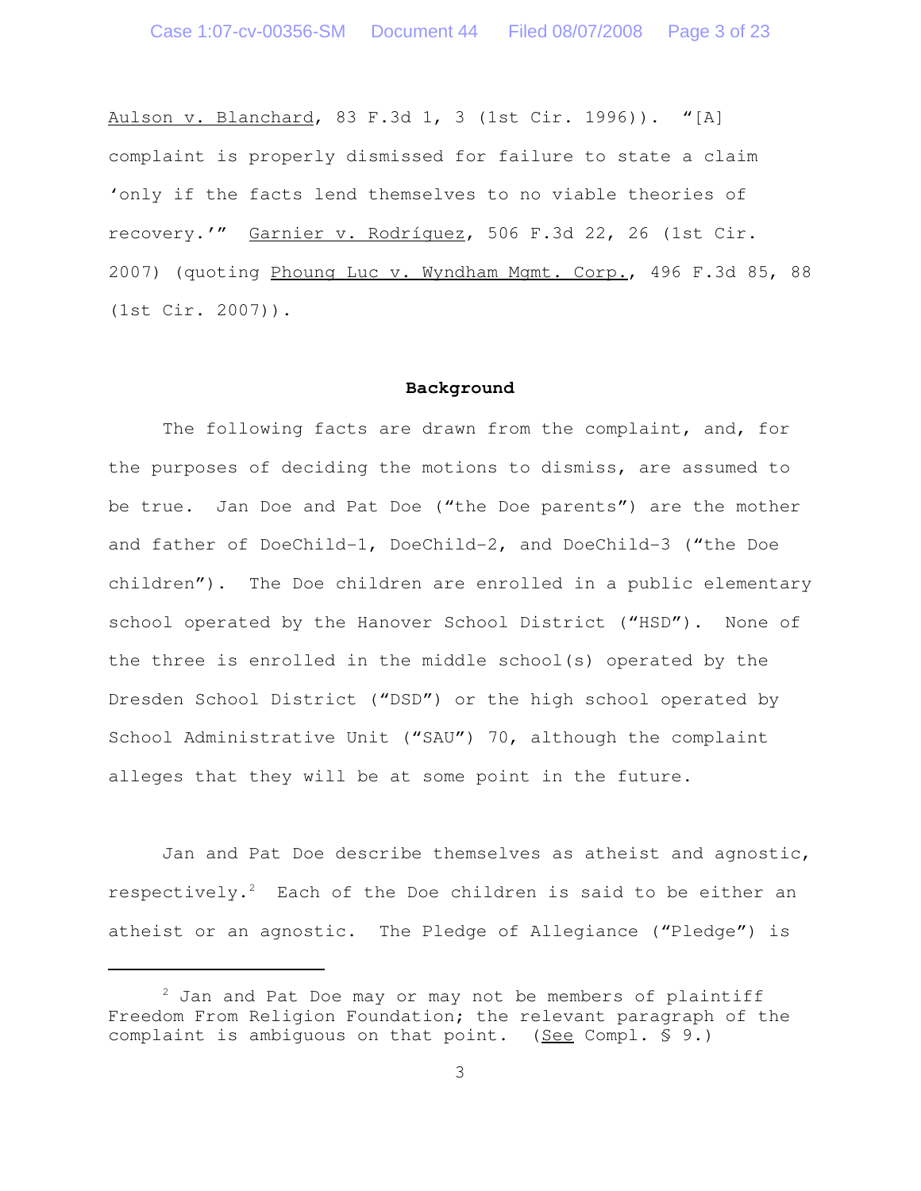Aulson v. Blanchard, 83 F.3d 1, 3 (1st Cir. 1996)). "[A] complaint is properly dismissed for failure to state a claim 'only if the facts lend themselves to no viable theories of recovery.'" Garnier v. Rodríguez, 506 F.3d 22, 26 (1st Cir. 2007) (quoting Phoung Luc v. Wyndham Mgmt. Corp., 496 F.3d 85, 88 (1st Cir. 2007)).

**Background**

The following facts are drawn from the complaint, and, for the purposes of deciding the motions to dismiss, are assumed to be true. Jan Doe and Pat Doe ("the Doe parents") are the mother and father of DoeChild-1, DoeChild-2, and DoeChild-3 ("the Doe children"). The Doe children are enrolled in a public elementary school operated by the Hanover School District ("HSD"). None of the three is enrolled in the middle school(s) operated by the Dresden School District ("DSD") or the high school operated by School Administrative Unit ("SAU") 70, although the complaint alleges that they will be at some point in the future.

Jan and Pat Doe describe themselves as atheist and agnostic, respectively.[2] Each of the Doe children is said to be either an atheist or an agnostic. The Pledge of Allegiance ("Pledge") is

---

[2] Jan and Pat Doe may or may not be members of plaintiff Freedom From Religion Foundation; the relevant paragraph of the complaint is ambiguous on that point. (See Compl. § 9.)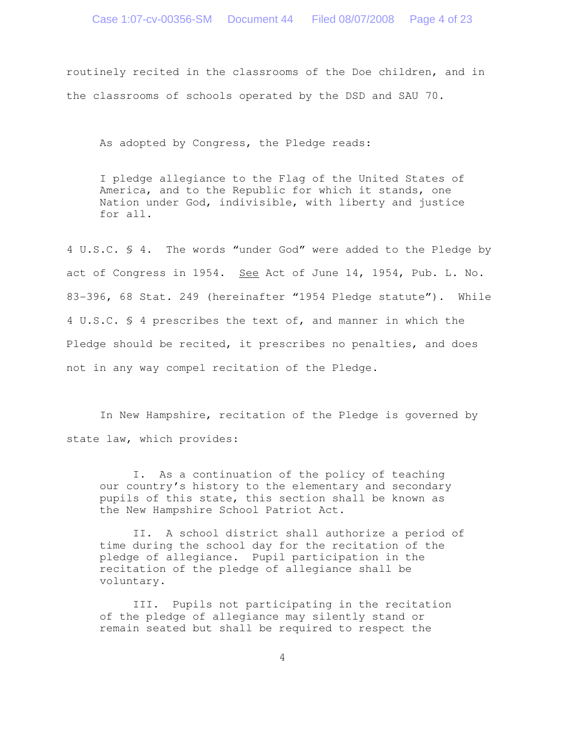routinely recited in the classrooms of the Doe children, and in the classrooms of schools operated by the DSD and SAU 70.

As adopted by Congress, the Pledge reads:

> I pledge allegiance to the Flag of the United States of America, and to the Republic for which it stands, one Nation under God, indivisible, with liberty and justice for all.

4 U.S.C. § 4. The words "under God" were added to the Pledge by act of Congress in 1954. See Act of June 14, 1954, Pub. L. No. 83-396, 68 Stat. 249 (hereinafter "1954 Pledge statute"). While 4 U.S.C. § 4 prescribes the text of, and manner in which the Pledge should be recited, it prescribes no penalties, and does not in any way compel recitation of the Pledge.

In New Hampshire, recitation of the Pledge is governed by state law, which provides:

> I. As a continuation of the policy of teaching our country's history to the elementary and secondary pupils of this state, this section shall be known as the New Hampshire School Patriot Act.
>
> II. A school district shall authorize a period of time during the school day for the recitation of the pledge of allegiance. Pupil participation in the recitation of the pledge of allegiance shall be voluntary.
>
> III. Pupils not participating in the recitation of the pledge of allegiance may silently stand or remain seated but shall be required to respect the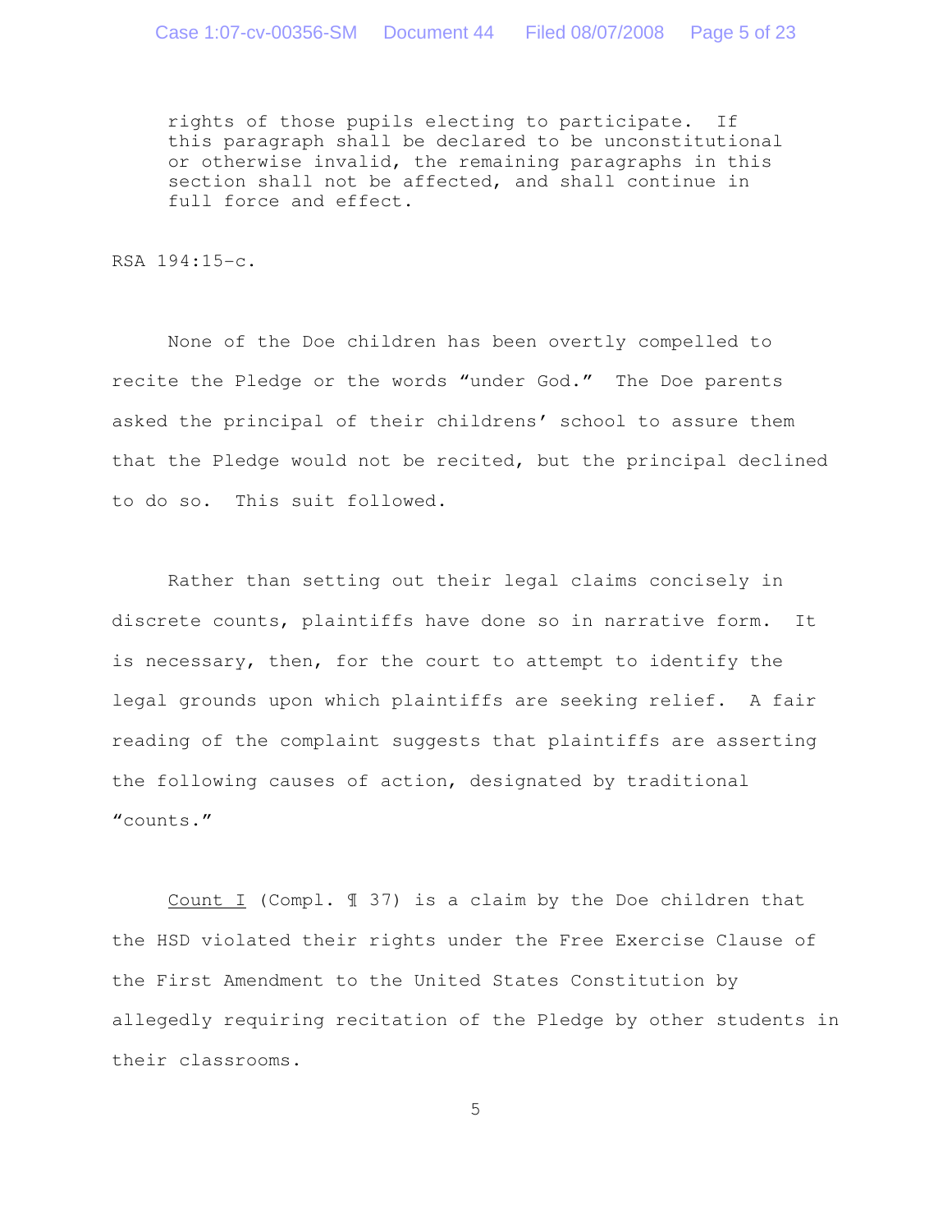> rights of those pupils electing to participate. If this paragraph shall be declared to be unconstitutional or otherwise invalid, the remaining paragraphs in this section shall not be affected, and shall continue in full force and effect.

RSA 194:15-c.

None of the Doe children has been overtly compelled to recite the Pledge or the words "under God." The Doe parents asked the principal of their childrens' school to assure them that the Pledge would not be recited, but the principal declined to do so. This suit followed.

Rather than setting out their legal claims concisely in discrete counts, plaintiffs have done so in narrative form. It is necessary, then, for the court to attempt to identify the legal grounds upon which plaintiffs are seeking relief. A fair reading of the complaint suggests that plaintiffs are asserting the following causes of action, designated by traditional "counts."

<u>Count I</u> (Compl. ¶ 37) is a claim by the Doe children that the HSD violated their rights under the Free Exercise Clause of the First Amendment to the United States Constitution by allegedly requiring recitation of the Pledge by other students in their classrooms.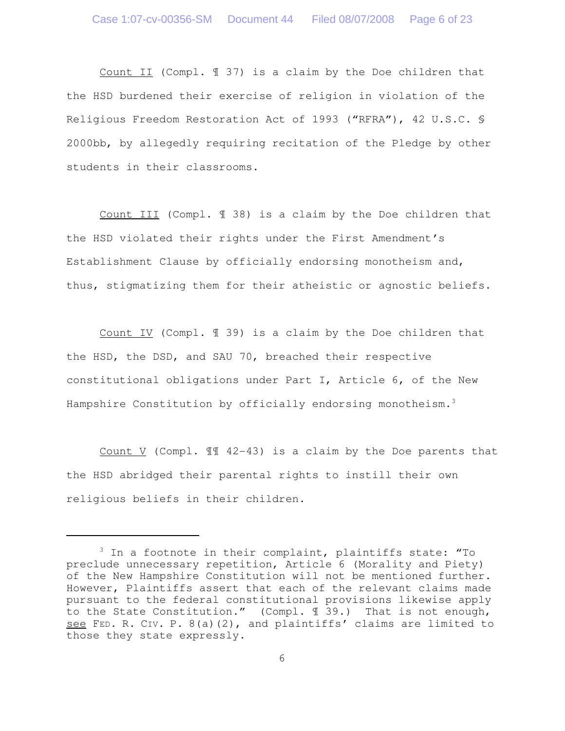Count II (Compl. ¶ 37) is a claim by the Doe children that the HSD burdened their exercise of religion in violation of the Religious Freedom Restoration Act of 1993 ("RFRA"), 42 U.S.C. § 2000bb, by allegedly requiring recitation of the Pledge by other students in their classrooms.

Count III (Compl. ¶ 38) is a claim by the Doe children that the HSD violated their rights under the First Amendment's Establishment Clause by officially endorsing monotheism and, thus, stigmatizing them for their atheistic or agnostic beliefs.

Count IV (Compl. ¶ 39) is a claim by the Doe children that the HSD, the DSD, and SAU 70, breached their respective constitutional obligations under Part I, Article 6, of the New Hampshire Constitution by officially endorsing monotheism.[3]

Count V (Compl. ¶¶ 42-43) is a claim by the Doe parents that the HSD abridged their parental rights to instill their own religious beliefs in their children.

---

[3] In a footnote in their complaint, plaintiffs state: "To preclude unnecessary repetition, Article 6 (Morality and Piety) of the New Hampshire Constitution will not be mentioned further. However, Plaintiffs assert that each of the relevant claims made pursuant to the federal constitutional provisions likewise apply to the State Constitution." (Compl. ¶ 39.) That is not enough, see FED. R. CIV. P. 8(a)(2), and plaintiffs' claims are limited to those they state expressly.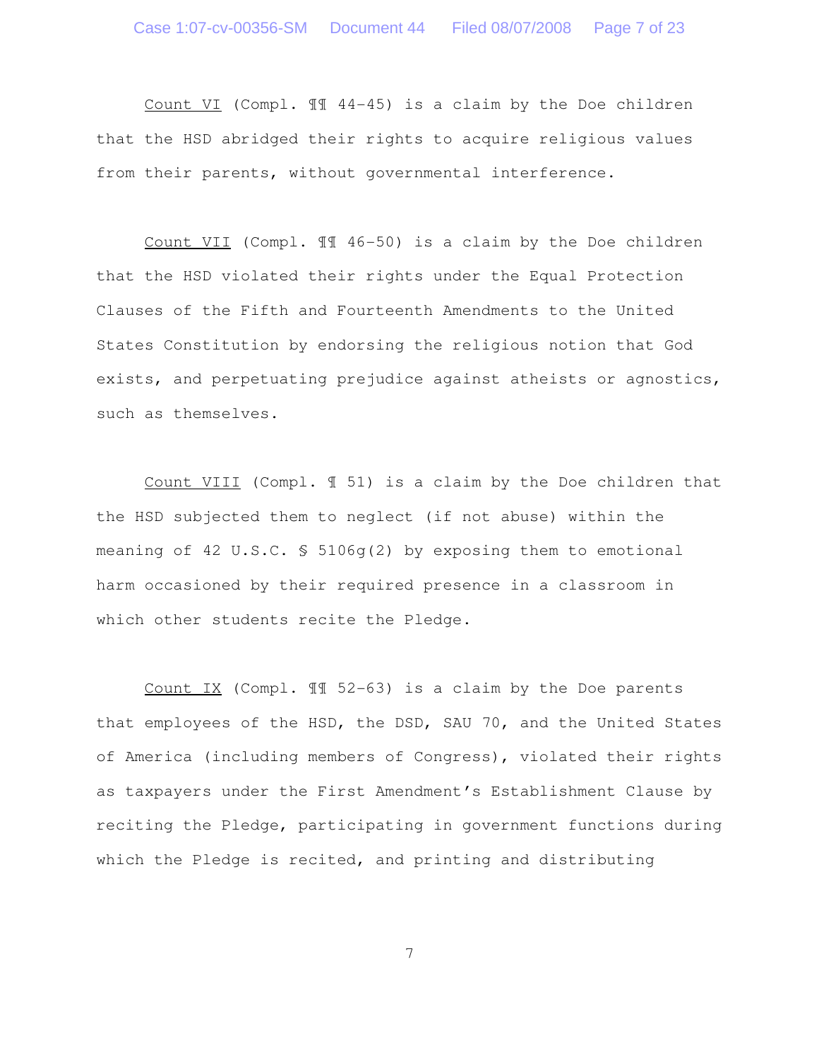<u>Count VI</u> (Compl. ¶¶ 44-45) is a claim by the Doe children that the HSD abridged their rights to acquire religious values from their parents, without governmental interference.

<u>Count VII</u> (Compl. ¶¶ 46-50) is a claim by the Doe children that the HSD violated their rights under the Equal Protection Clauses of the Fifth and Fourteenth Amendments to the United States Constitution by endorsing the religious notion that God exists, and perpetuating prejudice against atheists or agnostics, such as themselves.

<u>Count VIII</u> (Compl. ¶ 51) is a claim by the Doe children that the HSD subjected them to neglect (if not abuse) within the meaning of 42 U.S.C. § 5106g(2) by exposing them to emotional harm occasioned by their required presence in a classroom in which other students recite the Pledge.

<u>Count IX</u> (Compl. ¶¶ 52-63) is a claim by the Doe parents that employees of the HSD, the DSD, SAU 70, and the United States of America (including members of Congress), violated their rights as taxpayers under the First Amendment's Establishment Clause by reciting the Pledge, participating in government functions during which the Pledge is recited, and printing and distributing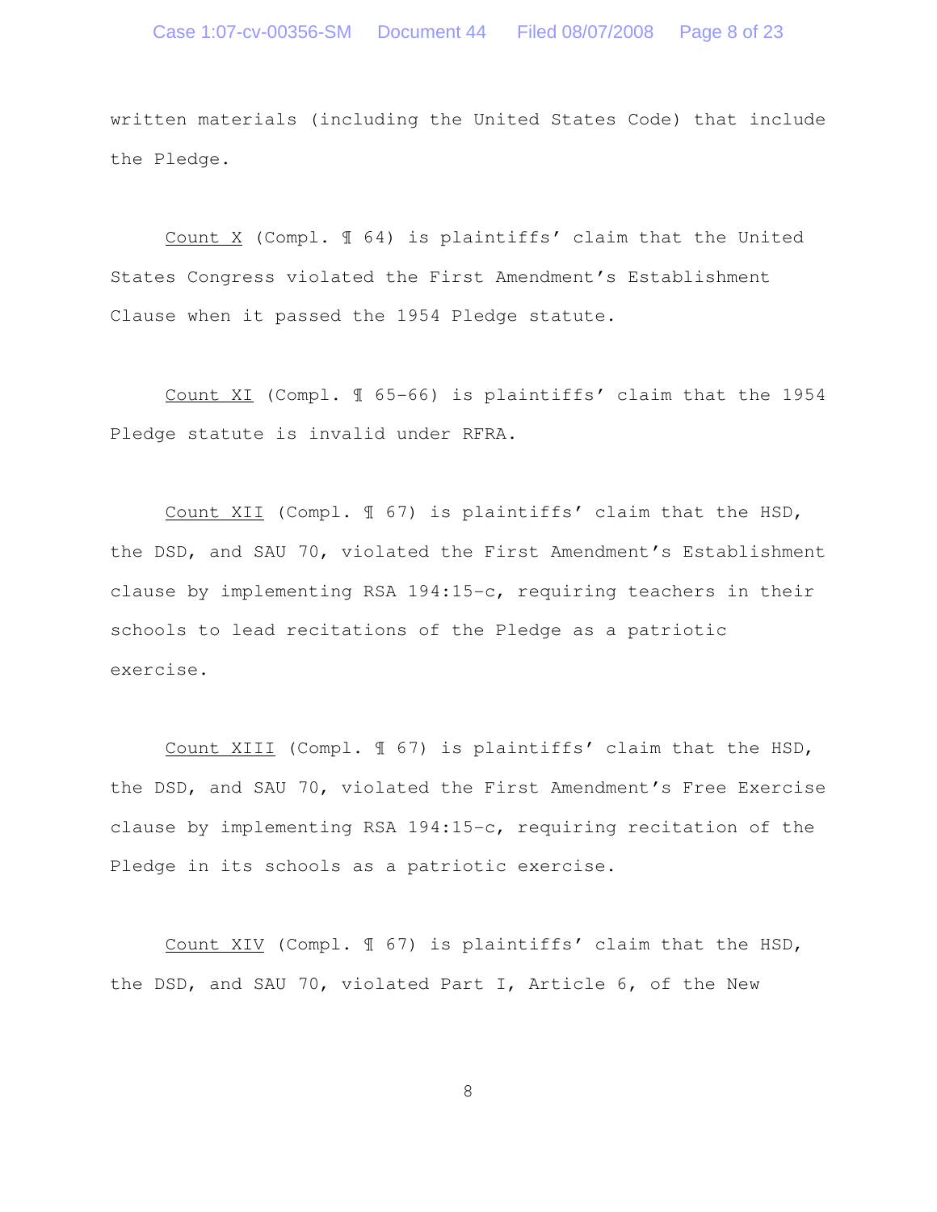written materials (including the United States Code) that include the Pledge.

<u>Count X</u> (Compl. ¶ 64) is plaintiffs' claim that the United States Congress violated the First Amendment's Establishment Clause when it passed the 1954 Pledge statute.

<u>Count XI</u> (Compl. ¶ 65-66) is plaintiffs' claim that the 1954 Pledge statute is invalid under RFRA.

<u>Count XII</u> (Compl. ¶ 67) is plaintiffs' claim that the HSD, the DSD, and SAU 70, violated the First Amendment's Establishment clause by implementing RSA 194:15-c, requiring teachers in their schools to lead recitations of the Pledge as a patriotic exercise.

<u>Count XIII</u> (Compl. ¶ 67) is plaintiffs' claim that the HSD, the DSD, and SAU 70, violated the First Amendment's Free Exercise clause by implementing RSA 194:15-c, requiring recitation of the Pledge in its schools as a patriotic exercise.

<u>Count XIV</u> (Compl. ¶ 67) is plaintiffs' claim that the HSD, the DSD, and SAU 70, violated Part I, Article 6, of the New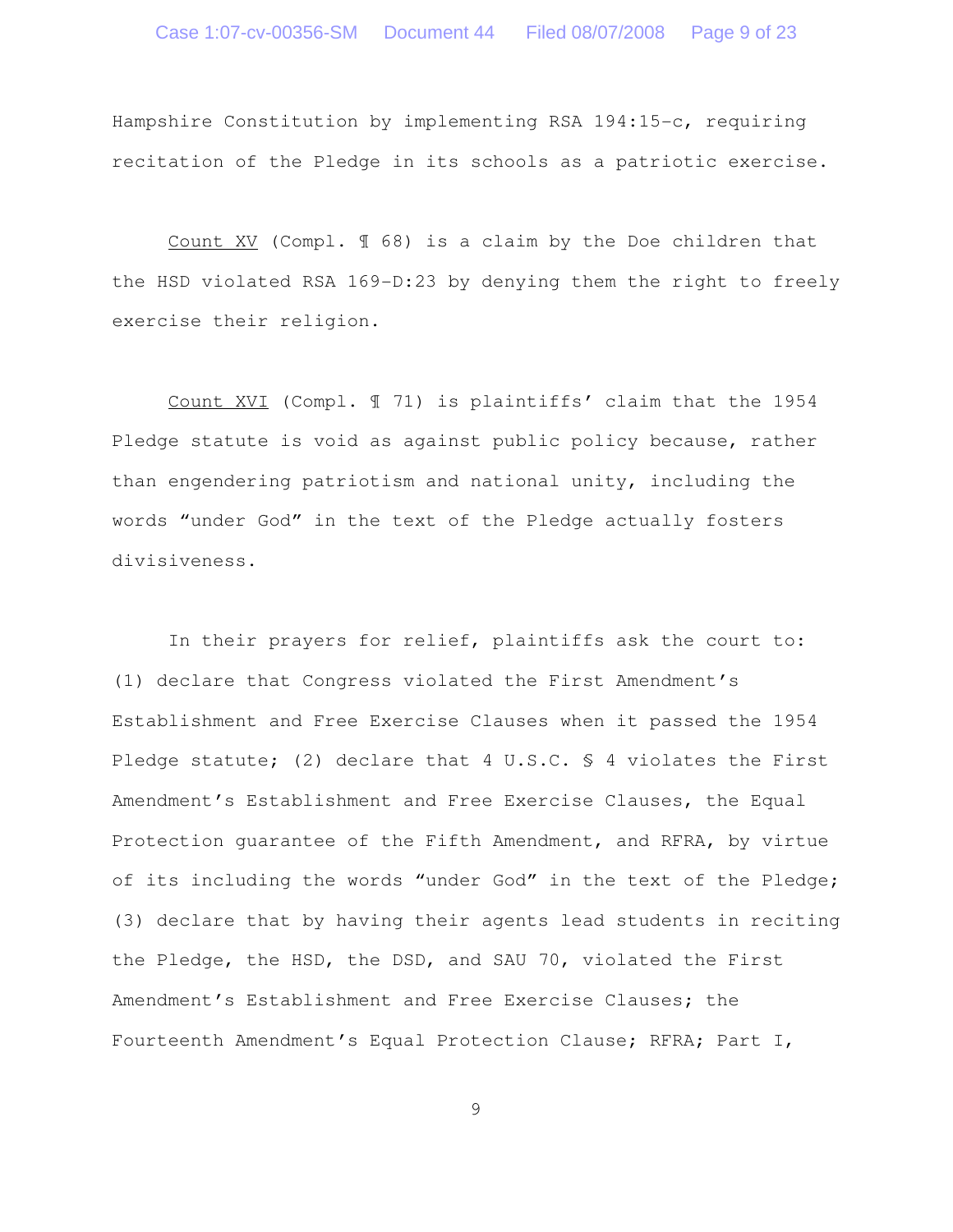Hampshire Constitution by implementing RSA 194:15-c, requiring recitation of the Pledge in its schools as a patriotic exercise.

Count XV (Compl. ¶ 68) is a claim by the Doe children that the HSD violated RSA 169-D:23 by denying them the right to freely exercise their religion.

Count XVI (Compl. ¶ 71) is plaintiffs' claim that the 1954 Pledge statute is void as against public policy because, rather than engendering patriotism and national unity, including the words "under God" in the text of the Pledge actually fosters divisiveness.

In their prayers for relief, plaintiffs ask the court to: (1) declare that Congress violated the First Amendment's Establishment and Free Exercise Clauses when it passed the 1954 Pledge statute; (2) declare that 4 U.S.C. § 4 violates the First Amendment's Establishment and Free Exercise Clauses, the Equal Protection guarantee of the Fifth Amendment, and RFRA, by virtue of its including the words "under God" in the text of the Pledge; (3) declare that by having their agents lead students in reciting the Pledge, the HSD, the DSD, and SAU 70, violated the First Amendment's Establishment and Free Exercise Clauses; the Fourteenth Amendment's Equal Protection Clause; RFRA; Part I,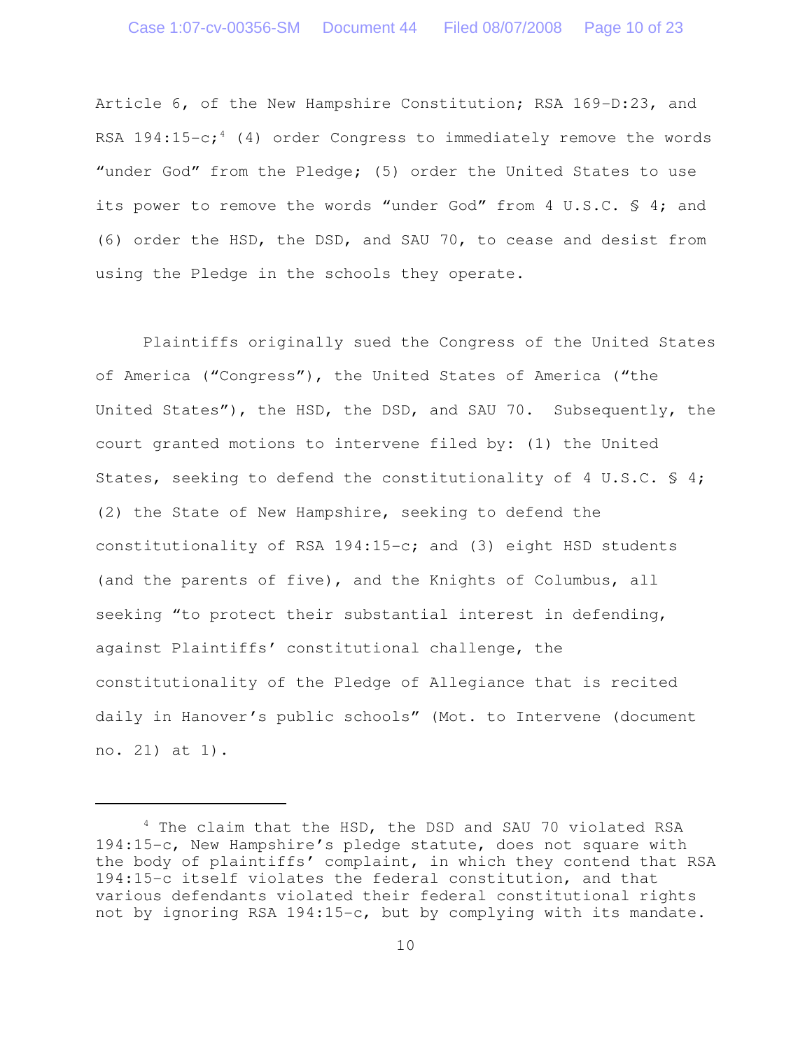Article 6, of the New Hampshire Constitution; RSA 169-D:23, and RSA 194:15-c;[4] (4) order Congress to immediately remove the words "under God" from the Pledge; (5) order the United States to use its power to remove the words "under God" from 4 U.S.C. § 4; and (6) order the HSD, the DSD, and SAU 70, to cease and desist from using the Pledge in the schools they operate.

Plaintiffs originally sued the Congress of the United States of America ("Congress"), the United States of America ("the United States"), the HSD, the DSD, and SAU 70. Subsequently, the court granted motions to intervene filed by: (1) the United States, seeking to defend the constitutionality of 4 U.S.C. § 4; (2) the State of New Hampshire, seeking to defend the constitutionality of RSA 194:15-c; and (3) eight HSD students (and the parents of five), and the Knights of Columbus, all seeking "to protect their substantial interest in defending, against Plaintiffs' constitutional challenge, the constitutionality of the Pledge of Allegiance that is recited daily in Hanover's public schools" (Mot. to Intervene (document no. 21) at 1).

---

[4] The claim that the HSD, the DSD and SAU 70 violated RSA 194:15-c, New Hampshire's pledge statute, does not square with the body of plaintiffs' complaint, in which they contend that RSA 194:15-c itself violates the federal constitution, and that various defendants violated their federal constitutional rights not by ignoring RSA 194:15-c, but by complying with its mandate.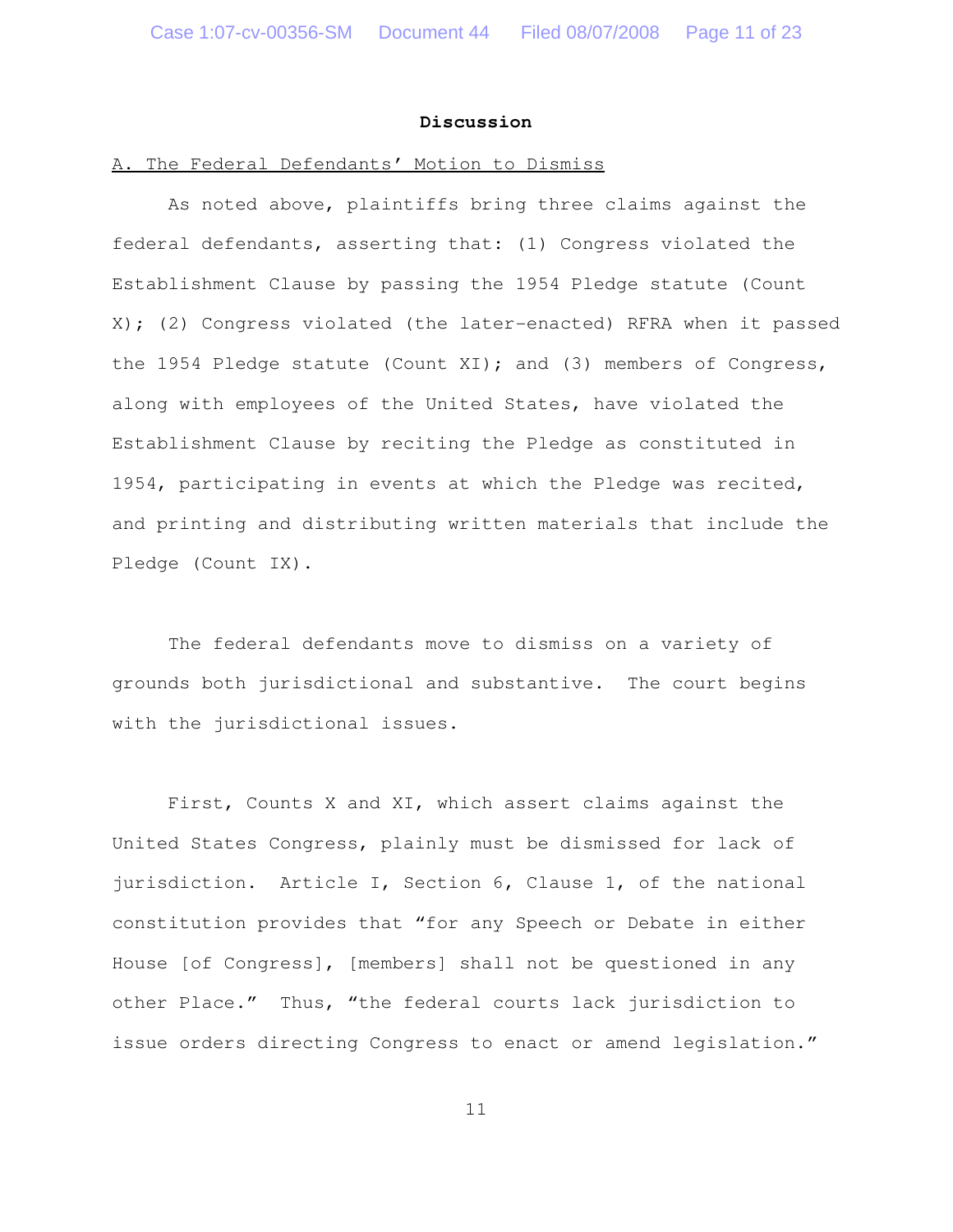**Discussion**

A. The Federal Defendants' Motion to Dismiss

As noted above, plaintiffs bring three claims against the federal defendants, asserting that: (1) Congress violated the Establishment Clause by passing the 1954 Pledge statute (Count X); (2) Congress violated (the later-enacted) RFRA when it passed the 1954 Pledge statute (Count XI); and (3) members of Congress, along with employees of the United States, have violated the Establishment Clause by reciting the Pledge as constituted in 1954, participating in events at which the Pledge was recited, and printing and distributing written materials that include the Pledge (Count IX).

The federal defendants move to dismiss on a variety of grounds both jurisdictional and substantive. The court begins with the jurisdictional issues.

First, Counts X and XI, which assert claims against the United States Congress, plainly must be dismissed for lack of jurisdiction. Article I, Section 6, Clause 1, of the national constitution provides that "for any Speech or Debate in either House [of Congress], [members] shall not be questioned in any other Place." Thus, "the federal courts lack jurisdiction to issue orders directing Congress to enact or amend legislation."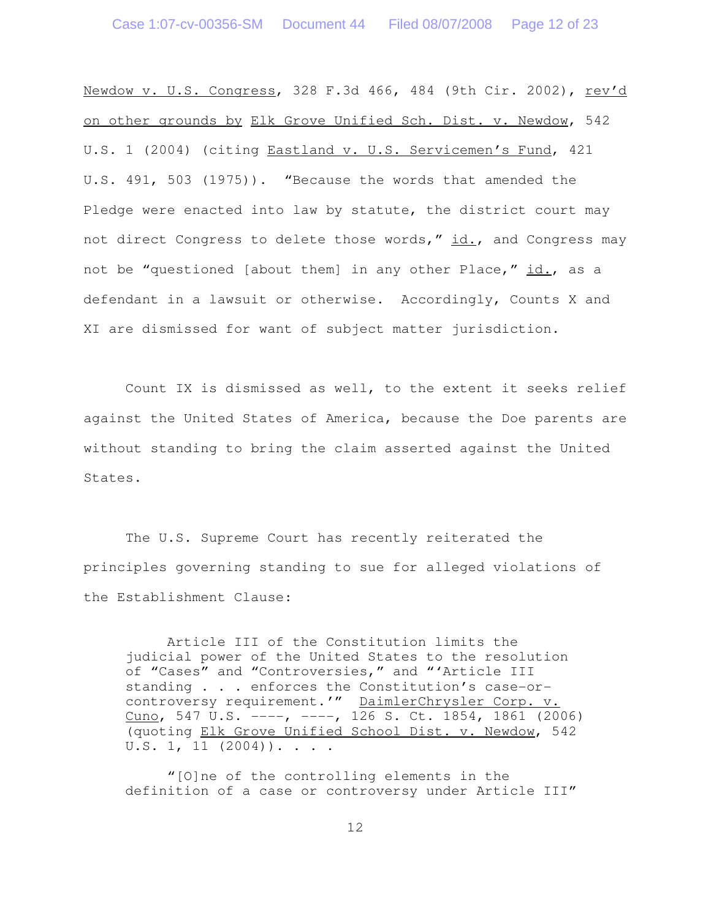Newdow v. U.S. Congress, 328 F.3d 466, 484 (9th Cir. 2002), rev'd on other grounds by Elk Grove Unified Sch. Dist. v. Newdow, 542 U.S. 1 (2004) (citing Eastland v. U.S. Servicemen's Fund, 421 U.S. 491, 503 (1975)). "Because the words that amended the Pledge were enacted into law by statute, the district court may not direct Congress to delete those words," id., and Congress may not be "questioned [about them] in any other Place," id., as a defendant in a lawsuit or otherwise. Accordingly, Counts X and XI are dismissed for want of subject matter jurisdiction.

Count IX is dismissed as well, to the extent it seeks relief against the United States of America, because the Doe parents are without standing to bring the claim asserted against the United States.

The U.S. Supreme Court has recently reiterated the principles governing standing to sue for alleged violations of the Establishment Clause:

> Article III of the Constitution limits the judicial power of the United States to the resolution of "Cases" and "Controversies," and "'Article III standing . . . enforces the Constitution's case-or-controversy requirement.'" DaimlerChrysler Corp. v. Cuno, 547 U.S. ----, ----, 126 S. Ct. 1854, 1861 (2006) (quoting Elk Grove Unified School Dist. v. Newdow, 542 U.S. 1, 11 (2004)). . . .
>
> "[O]ne of the controlling elements in the definition of a case or controversy under Article III"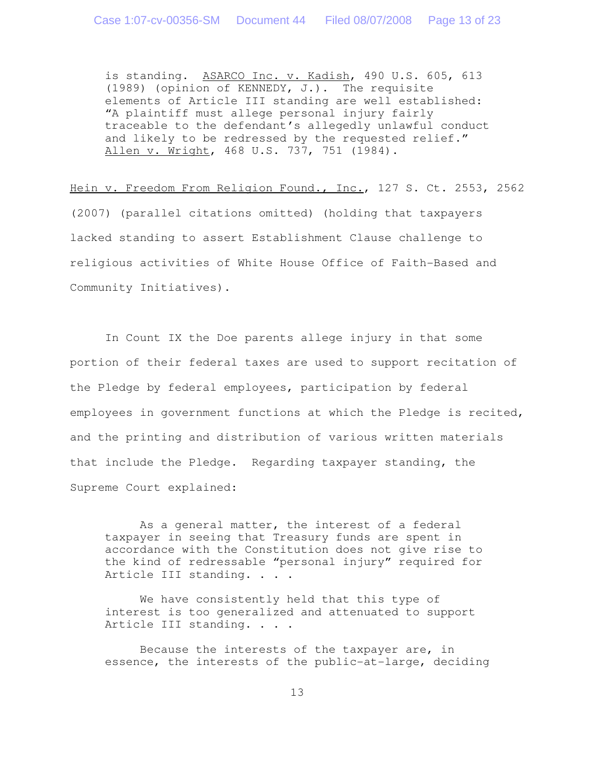> is standing. ASARCO Inc. v. Kadish, 490 U.S. 605, 613 (1989) (opinion of KENNEDY, J.). The requisite elements of Article III standing are well established: "A plaintiff must allege personal injury fairly traceable to the defendant's allegedly unlawful conduct and likely to be redressed by the requested relief." Allen v. Wright, 468 U.S. 737, 751 (1984).

Hein v. Freedom From Religion Found., Inc., 127 S. Ct. 2553, 2562 (2007) (parallel citations omitted) (holding that taxpayers lacked standing to assert Establishment Clause challenge to religious activities of White House Office of Faith-Based and Community Initiatives).

In Count IX the Doe parents allege injury in that some portion of their federal taxes are used to support recitation of the Pledge by federal employees, participation by federal employees in government functions at which the Pledge is recited, and the printing and distribution of various written materials that include the Pledge. Regarding taxpayer standing, the Supreme Court explained:

> As a general matter, the interest of a federal taxpayer in seeing that Treasury funds are spent in accordance with the Constitution does not give rise to the kind of redressable "personal injury" required for Article III standing. . . .
>
> We have consistently held that this type of interest is too generalized and attenuated to support Article III standing. . . .
>
> Because the interests of the taxpayer are, in essence, the interests of the public-at-large, deciding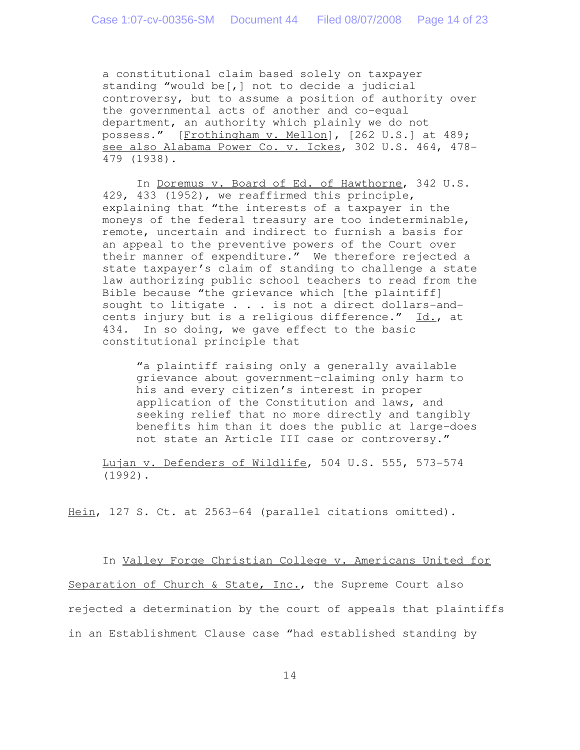> a constitutional claim based solely on taxpayer standing "would be[,] not to decide a judicial controversy, but to assume a position of authority over the governmental acts of another and co-equal department, an authority which plainly we do not possess." [Frothingham v. Mellon], [262 U.S.] at 489; see also Alabama Power Co. v. Ickes, 302 U.S. 464, 478-479 (1938).
>
> In Doremus v. Board of Ed. of Hawthorne, 342 U.S. 429, 433 (1952), we reaffirmed this principle, explaining that "the interests of a taxpayer in the moneys of the federal treasury are too indeterminable, remote, uncertain and indirect to furnish a basis for an appeal to the preventive powers of the Court over their manner of expenditure." We therefore rejected a state taxpayer's claim of standing to challenge a state law authorizing public school teachers to read from the Bible because "the grievance which [the plaintiff] sought to litigate . . . is not a direct dollars-and-cents injury but is a religious difference." Id., at 434. In so doing, we gave effect to the basic constitutional principle that
>
> > "a plaintiff raising only a generally available grievance about government-claiming only harm to his and every citizen's interest in proper application of the Constitution and laws, and seeking relief that no more directly and tangibly benefits him than it does the public at large-does not state an Article III case or controversy."
>
> Lujan v. Defenders of Wildlife, 504 U.S. 555, 573-574 (1992).

Hein, 127 S. Ct. at 2563-64 (parallel citations omitted).

In Valley Forge Christian College v. Americans United for Separation of Church & State, Inc., the Supreme Court also rejected a determination by the court of appeals that plaintiffs in an Establishment Clause case "had established standing by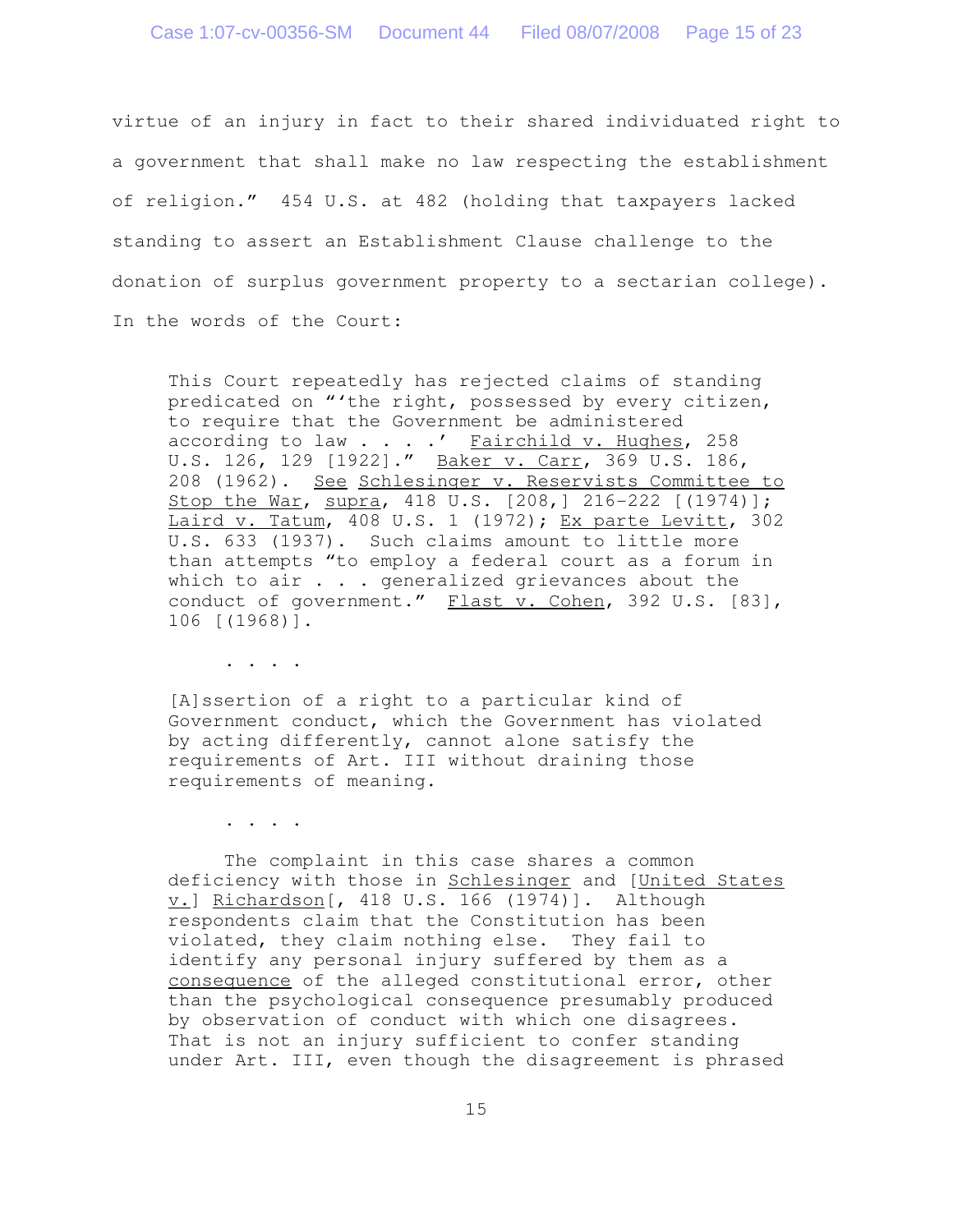virtue of an injury in fact to their shared individuated right to a government that shall make no law respecting the establishment of religion." 454 U.S. at 482 (holding that taxpayers lacked standing to assert an Establishment Clause challenge to the donation of surplus government property to a sectarian college). In the words of the Court:

> This Court repeatedly has rejected claims of standing predicated on "'the right, possessed by every citizen, to require that the Government be administered according to law . . . .' Fairchild v. Hughes, 258 U.S. 126, 129 [1922]." Baker v. Carr, 369 U.S. 186, 208 (1962). See Schlesinger v. Reservists Committee to Stop the War, supra, 418 U.S. [208,] 216-222 [(1974)]; Laird v. Tatum, 408 U.S. 1 (1972); Ex parte Levitt, 302 U.S. 633 (1937). Such claims amount to little more than attempts "to employ a federal court as a forum in which to air . . . generalized grievances about the conduct of government." Flast v. Cohen, 392 U.S. [83], 106 [(1968)].
>
> . . . .
>
> [A]ssertion of a right to a particular kind of Government conduct, which the Government has violated by acting differently, cannot alone satisfy the requirements of Art. III without draining those requirements of meaning.
>
> . . . .
>
> The complaint in this case shares a common deficiency with those in Schlesinger and [United States v.] Richardson[, 418 U.S. 166 (1974)]. Although respondents claim that the Constitution has been violated, they claim nothing else. They fail to identify any personal injury suffered by them as a consequence of the alleged constitutional error, other than the psychological consequence presumably produced by observation of conduct with which one disagrees. That is not an injury sufficient to confer standing under Art. III, even though the disagreement is phrased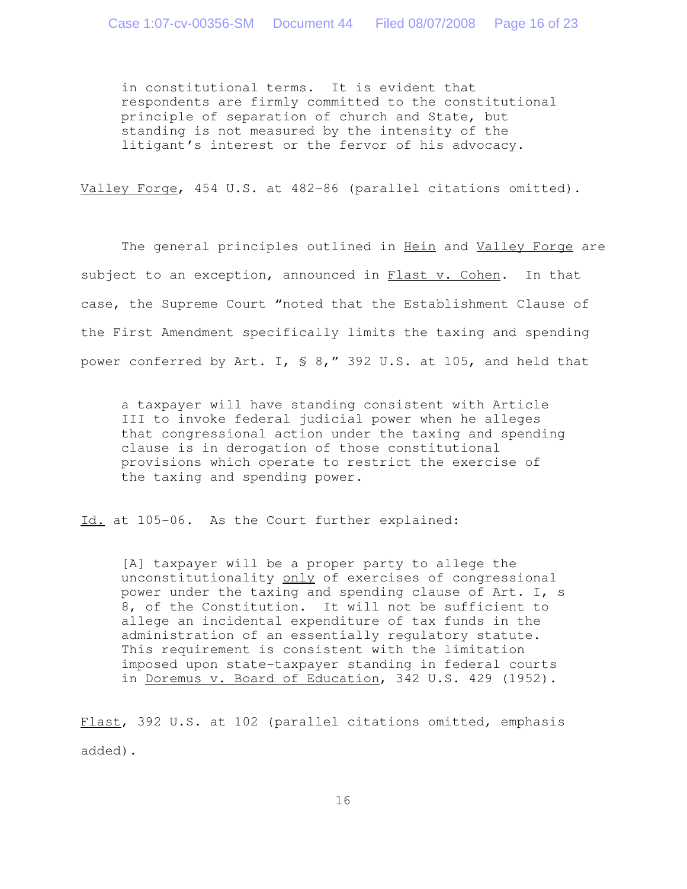> in constitutional terms. It is evident that respondents are firmly committed to the constitutional principle of separation of church and State, but standing is not measured by the intensity of the litigant's interest or the fervor of his advocacy.

Valley Forge, 454 U.S. at 482-86 (parallel citations omitted).

The general principles outlined in Hein and Valley Forge are subject to an exception, announced in Flast v. Cohen. In that case, the Supreme Court "noted that the Establishment Clause of the First Amendment specifically limits the taxing and spending power conferred by Art. I, § 8," 392 U.S. at 105, and held that

> a taxpayer will have standing consistent with Article III to invoke federal judicial power when he alleges that congressional action under the taxing and spending clause is in derogation of those constitutional provisions which operate to restrict the exercise of the taxing and spending power.

Id. at 105-06. As the Court further explained:

> [A] taxpayer will be a proper party to allege the unconstitutionality only of exercises of congressional power under the taxing and spending clause of Art. I, s 8, of the Constitution. It will not be sufficient to allege an incidental expenditure of tax funds in the administration of an essentially regulatory statute. This requirement is consistent with the limitation imposed upon state-taxpayer standing in federal courts in Doremus v. Board of Education, 342 U.S. 429 (1952).

Flast, 392 U.S. at 102 (parallel citations omitted, emphasis added).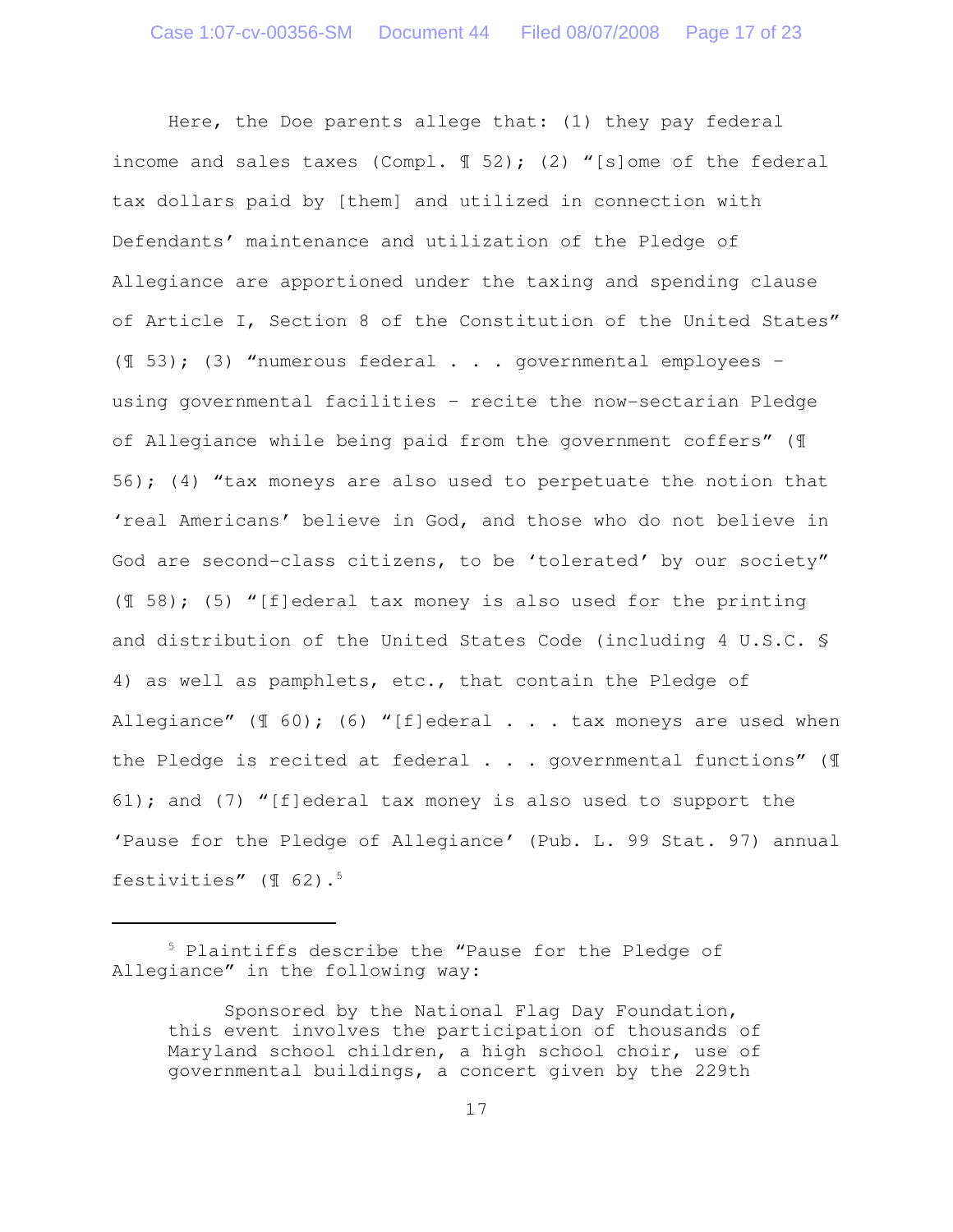Here, the Doe parents allege that: (1) they pay federal income and sales taxes (Compl. ¶ 52); (2) "[s]ome of the federal tax dollars paid by [them] and utilized in connection with Defendants' maintenance and utilization of the Pledge of Allegiance are apportioned under the taxing and spending clause of Article I, Section 8 of the Constitution of the United States" (¶ 53); (3) "numerous federal . . . governmental employees – using governmental facilities – recite the now-sectarian Pledge of Allegiance while being paid from the government coffers" (¶ 56); (4) "tax moneys are also used to perpetuate the notion that 'real Americans' believe in God, and those who do not believe in God are second-class citizens, to be 'tolerated' by our society" (¶ 58); (5) "[f]ederal tax money is also used for the printing and distribution of the United States Code (including 4 U.S.C. § 4) as well as pamphlets, etc., that contain the Pledge of Allegiance" (¶ 60); (6) "[f]ederal . . . tax moneys are used when the Pledge is recited at federal . . . governmental functions" (¶ 61); and (7) "[f]ederal tax money is also used to support the 'Pause for the Pledge of Allegiance' (Pub. L. 99 Stat. 97) annual festivities" (¶ 62).[5]

---

[5] Plaintiffs describe the "Pause for the Pledge of Allegiance" in the following way:

> Sponsored by the National Flag Day Foundation, this event involves the participation of thousands of Maryland school children, a high school choir, use of governmental buildings, a concert given by the 229th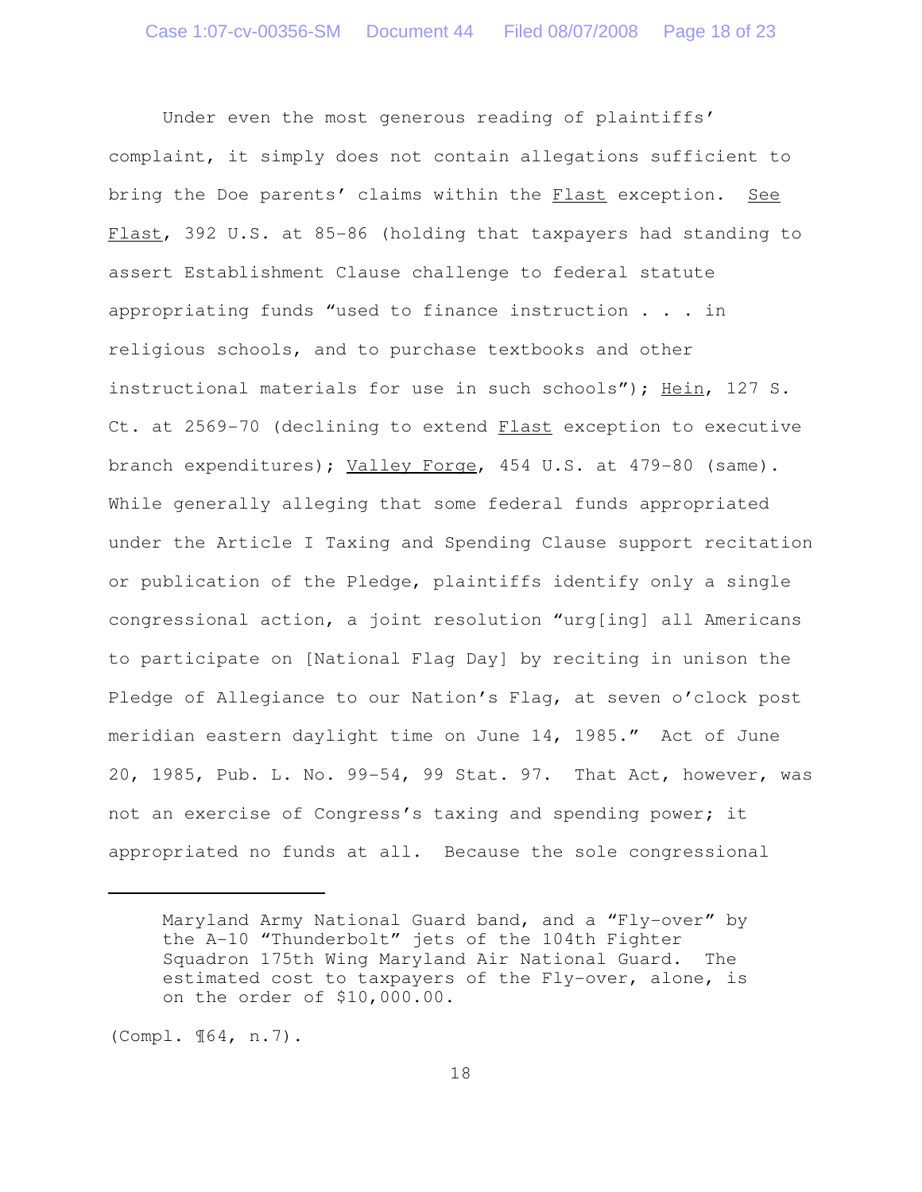Under even the most generous reading of plaintiffs' complaint, it simply does not contain allegations sufficient to bring the Doe parents' claims within the Flast exception. See Flast, 392 U.S. at 85-86 (holding that taxpayers had standing to assert Establishment Clause challenge to federal statute appropriating funds "used to finance instruction . . . in religious schools, and to purchase textbooks and other instructional materials for use in such schools"); Hein, 127 S. Ct. at 2569-70 (declining to extend Flast exception to executive branch expenditures); Valley Forge, 454 U.S. at 479-80 (same). While generally alleging that some federal funds appropriated under the Article I Taxing and Spending Clause support recitation or publication of the Pledge, plaintiffs identify only a single congressional action, a joint resolution "urg[ing] all Americans to participate on [National Flag Day] by reciting in unison the Pledge of Allegiance to our Nation's Flag, at seven o'clock post meridian eastern daylight time on June 14, 1985." Act of June 20, 1985, Pub. L. No. 99-54, 99 Stat. 97. That Act, however, was not an exercise of Congress's taxing and spending power; it appropriated no funds at all. Because the sole congressional

---

> Maryland Army National Guard band, and a "Fly-over" by the A-10 "Thunderbolt" jets of the 104th Fighter Squadron 175th Wing Maryland Air National Guard. The estimated cost to taxpayers of the Fly-over, alone, is on the order of $10,000.00.

(Compl. ¶64, n.7).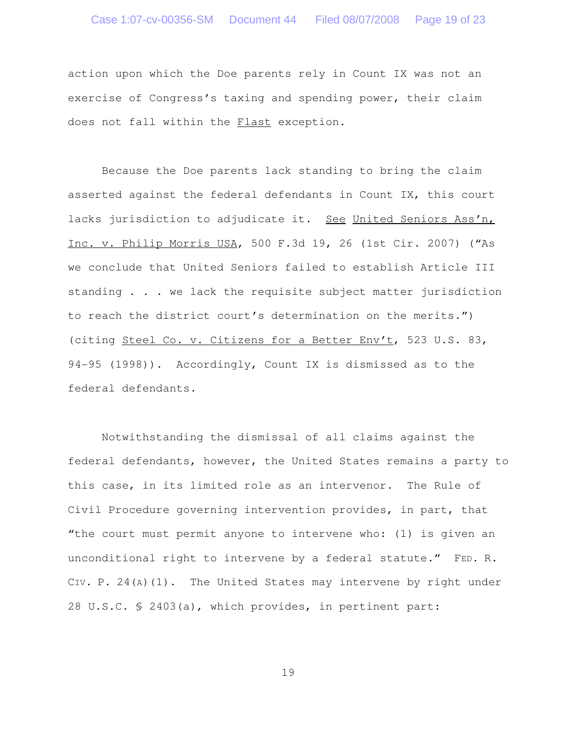action upon which the Doe parents rely in Count IX was not an exercise of Congress's taxing and spending power, their claim does not fall within the Flast exception.

Because the Doe parents lack standing to bring the claim asserted against the federal defendants in Count IX, this court lacks jurisdiction to adjudicate it. See United Seniors Ass'n, Inc. v. Philip Morris USA, 500 F.3d 19, 26 (1st Cir. 2007) ("As we conclude that United Seniors failed to establish Article III standing . . . we lack the requisite subject matter jurisdiction to reach the district court's determination on the merits.") (citing Steel Co. v. Citizens for a Better Env't, 523 U.S. 83, 94-95 (1998)). Accordingly, Count IX is dismissed as to the federal defendants.

Notwithstanding the dismissal of all claims against the federal defendants, however, the United States remains a party to this case, in its limited role as an intervenor. The Rule of Civil Procedure governing intervention provides, in part, that "the court must permit anyone to intervene who: (1) is given an unconditional right to intervene by a federal statute." FED. R. CIV. P. 24(A)(1). The United States may intervene by right under 28 U.S.C. § 2403(a), which provides, in pertinent part: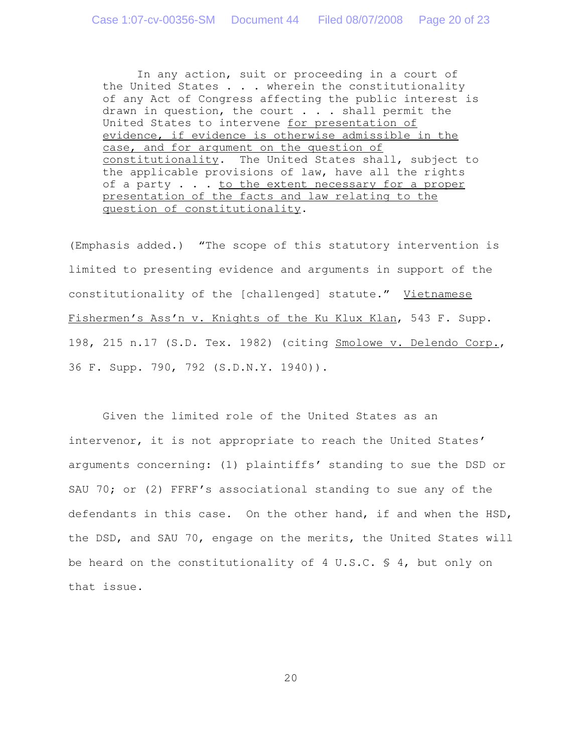> In any action, suit or proceeding in a court of the United States . . . wherein the constitutionality of any Act of Congress affecting the public interest is drawn in question, the court . . . shall permit the United States to intervene <u>for presentation of evidence, if evidence is otherwise admissible in the case, and for argument on the question of constitutionality</u>. The United States shall, subject to the applicable provisions of law, have all the rights of a party . . . <u>to the extent necessary for a proper presentation of the facts and law relating to the question of constitutionality</u>.

(Emphasis added.) "The scope of this statutory intervention is limited to presenting evidence and arguments in support of the constitutionality of the [challenged] statute." <u>Vietnamese Fishermen's Ass'n v. Knights of the Ku Klux Klan</u>, 543 F. Supp. 198, 215 n.17 (S.D. Tex. 1982) (citing <u>Smolowe v. Delendo Corp.</u>, 36 F. Supp. 790, 792 (S.D.N.Y. 1940)).

Given the limited role of the United States as an intervenor, it is not appropriate to reach the United States' arguments concerning: (1) plaintiffs' standing to sue the DSD or SAU 70; or (2) FFRF's associational standing to sue any of the defendants in this case. On the other hand, if and when the HSD, the DSD, and SAU 70, engage on the merits, the United States will be heard on the constitutionality of 4 U.S.C. § 4, but only on that issue.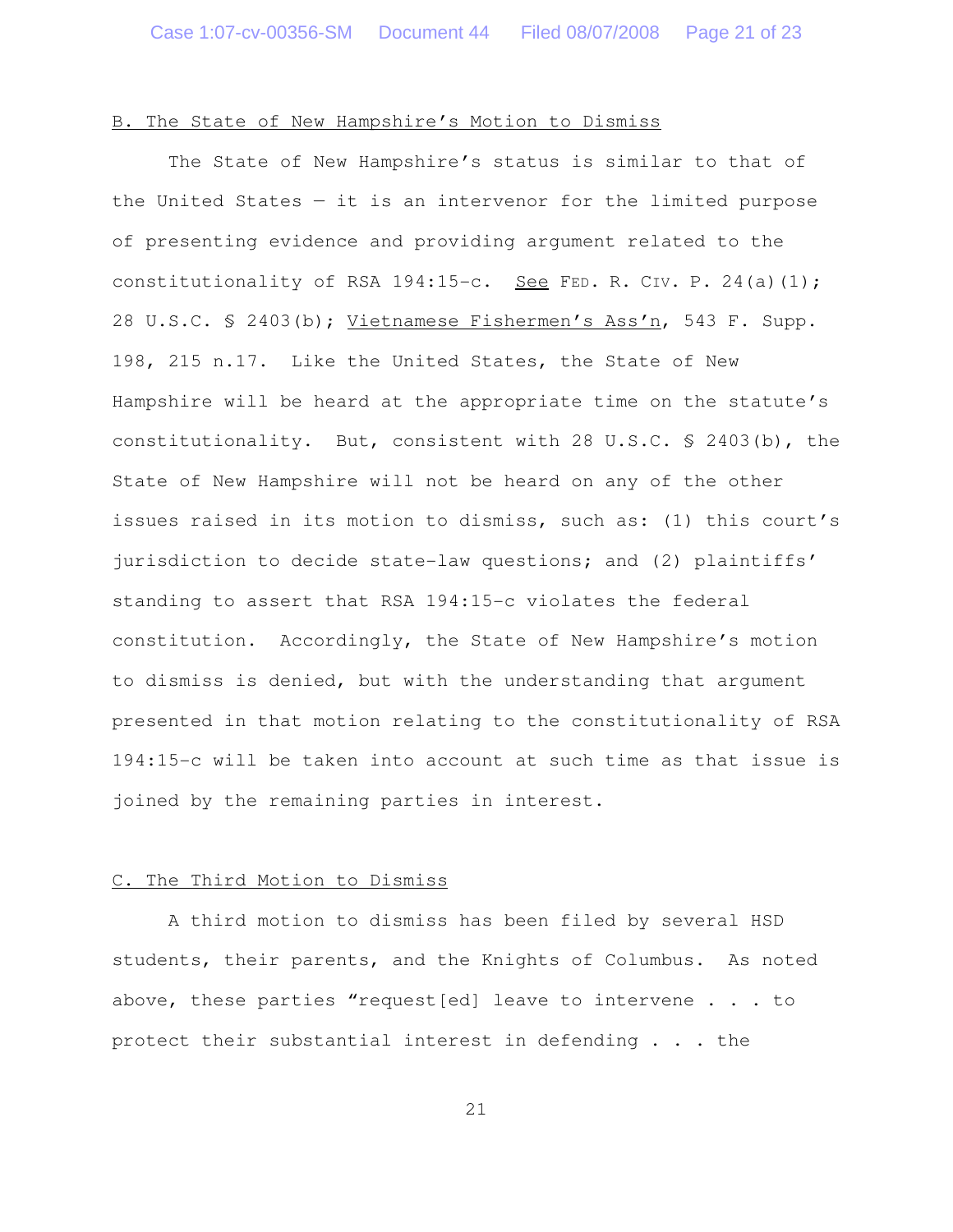B. The State of New Hampshire's Motion to Dismiss

The State of New Hampshire's status is similar to that of the United States — it is an intervenor for the limited purpose of presenting evidence and providing argument related to the constitutionality of RSA 194:15-c. See FED. R. CIV. P. 24(a)(1); 28 U.S.C. § 2403(b); Vietnamese Fishermen's Ass'n, 543 F. Supp. 198, 215 n.17. Like the United States, the State of New Hampshire will be heard at the appropriate time on the statute's constitutionality. But, consistent with 28 U.S.C. § 2403(b), the State of New Hampshire will not be heard on any of the other issues raised in its motion to dismiss, such as: (1) this court's jurisdiction to decide state-law questions; and (2) plaintiffs' standing to assert that RSA 194:15-c violates the federal constitution. Accordingly, the State of New Hampshire's motion to dismiss is denied, but with the understanding that argument presented in that motion relating to the constitutionality of RSA 194:15-c will be taken into account at such time as that issue is joined by the remaining parties in interest.

C. The Third Motion to Dismiss

A third motion to dismiss has been filed by several HSD students, their parents, and the Knights of Columbus. As noted above, these parties "request[ed] leave to intervene . . . to protect their substantial interest in defending . . . the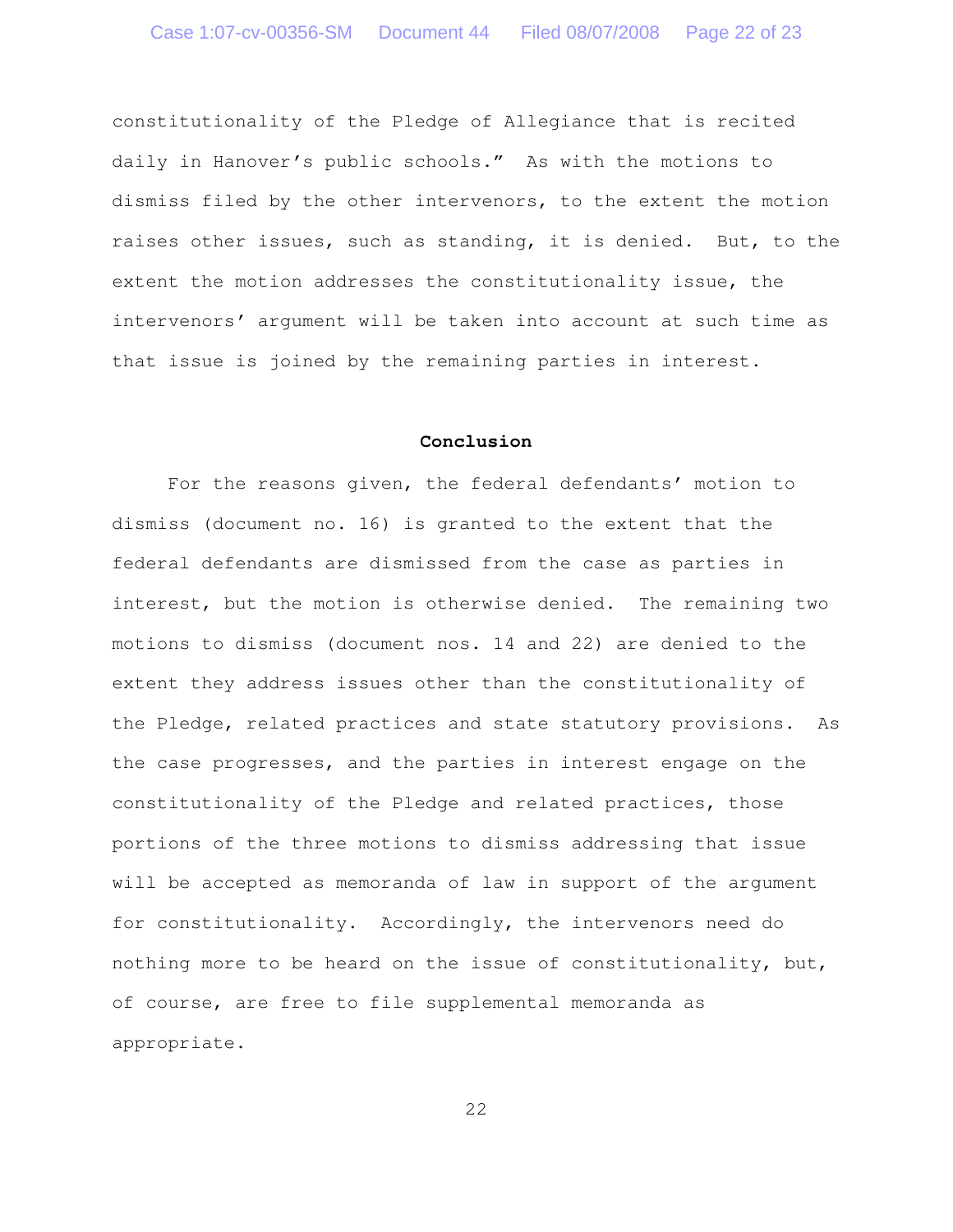constitutionality of the Pledge of Allegiance that is recited daily in Hanover's public schools." As with the motions to dismiss filed by the other intervenors, to the extent the motion raises other issues, such as standing, it is denied. But, to the extent the motion addresses the constitutionality issue, the intervenors' argument will be taken into account at such time as that issue is joined by the remaining parties in interest.

**Conclusion**

For the reasons given, the federal defendants' motion to dismiss (document no. 16) is granted to the extent that the federal defendants are dismissed from the case as parties in interest, but the motion is otherwise denied. The remaining two motions to dismiss (document nos. 14 and 22) are denied to the extent they address issues other than the constitutionality of the Pledge, related practices and state statutory provisions. As the case progresses, and the parties in interest engage on the constitutionality of the Pledge and related practices, those portions of the three motions to dismiss addressing that issue will be accepted as memoranda of law in support of the argument for constitutionality. Accordingly, the intervenors need do nothing more to be heard on the issue of constitutionality, but, of course, are free to file supplemental memoranda as appropriate.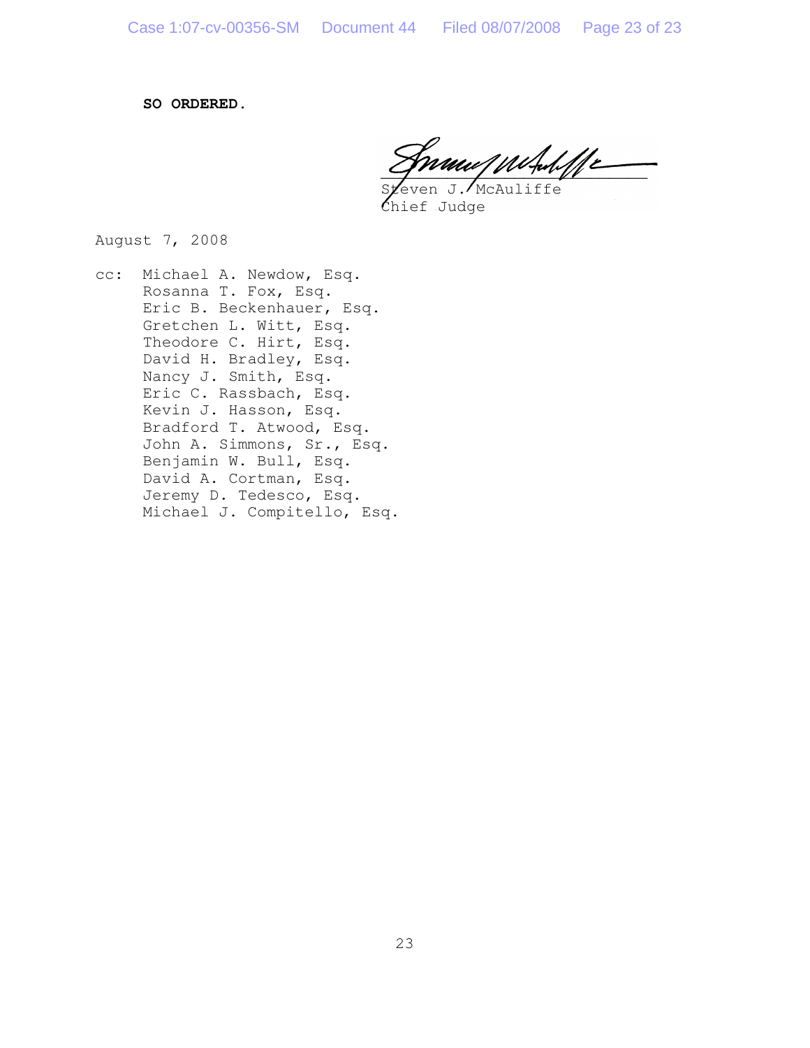**SO ORDERED.**

Steven J. McAuliffe
Chief Judge

August 7, 2008

cc: Michael A. Newdow, Esq.
Rosanna T. Fox, Esq.
Eric B. Beckenhauer, Esq.
Gretchen L. Witt, Esq.
Theodore C. Hirt, Esq.
David H. Bradley, Esq.
Nancy J. Smith, Esq.
Eric C. Rassbach, Esq.
Kevin J. Hasson, Esq.
Bradford T. Atwood, Esq.
John A. Simmons, Sr., Esq.
Benjamin W. Bull, Esq.
David A. Cortman, Esq.
Jeremy D. Tedesco, Esq.
Michael J. Compitello, Esq.